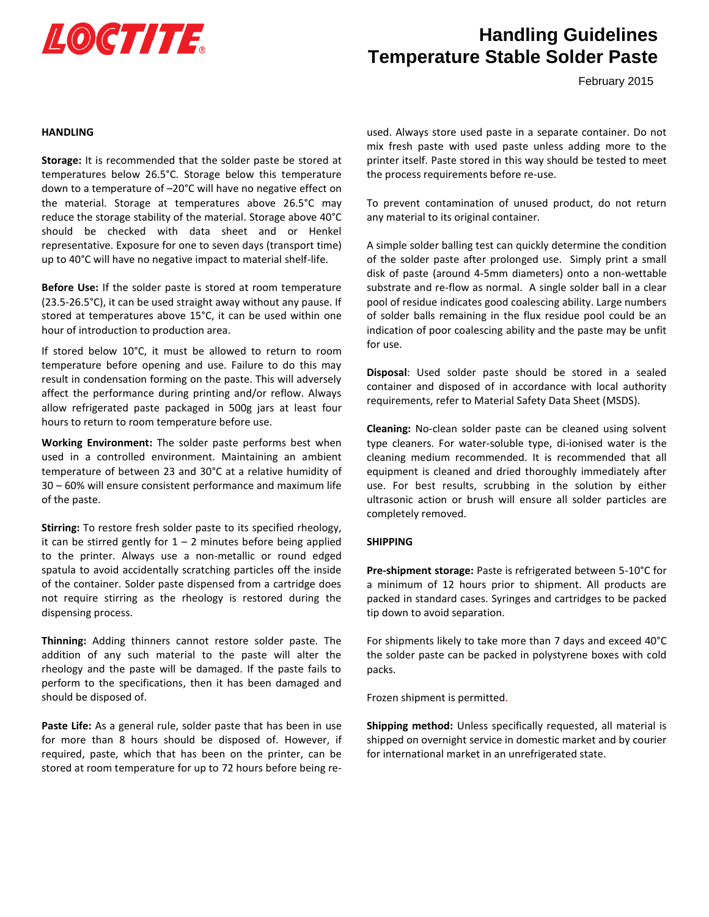# Handling Guidelines
# Temperature Stable Solder Paste

February 2015

## HANDLING

**Storage:** It is recommended that the solder paste be stored at temperatures below 26.5°C. Storage below this temperature down to a temperature of –20°C will have no negative effect on the material. Storage at temperatures above 26.5°C may reduce the storage stability of the material. Storage above 40°C should be checked with data sheet and or Henkel representative. Exposure for one to seven days (transport time) up to 40°C will have no negative impact to material shelf-life.

**Before Use:** If the solder paste is stored at room temperature (23.5-26.5°C), it can be used straight away without any pause. If stored at temperatures above 15°C, it can be used within one hour of introduction to production area.

If stored below 10°C, it must be allowed to return to room temperature before opening and use. Failure to do this may result in condensation forming on the paste. This will adversely affect the performance during printing and/or reflow. Always allow refrigerated paste packaged in 500g jars at least four hours to return to room temperature before use.

**Working Environment:** The solder paste performs best when used in a controlled environment. Maintaining an ambient temperature of between 23 and 30°C at a relative humidity of 30 – 60% will ensure consistent performance and maximum life of the paste.

**Stirring:** To restore fresh solder paste to its specified rheology, it can be stirred gently for 1 – 2 minutes before being applied to the printer. Always use a non-metallic or round edged spatula to avoid accidentally scratching particles off the inside of the container. Solder paste dispensed from a cartridge does not require stirring as the rheology is restored during the dispensing process.

**Thinning:** Adding thinners cannot restore solder paste. The addition of any such material to the paste will alter the rheology and the paste will be damaged. If the paste fails to perform to the specifications, then it has been damaged and should be disposed of.

**Paste Life:** As a general rule, solder paste that has been in use for more than 8 hours should be disposed of. However, if required, paste, which that has been on the printer, can be stored at room temperature for up to 72 hours before being re-used. Always store used paste in a separate container. Do not mix fresh paste with used paste unless adding more to the printer itself. Paste stored in this way should be tested to meet the process requirements before re-use.

To prevent contamination of unused product, do not return any material to its original container.

A simple solder balling test can quickly determine the condition of the solder paste after prolonged use. Simply print a small disk of paste (around 4-5mm diameters) onto a non-wettable substrate and re-flow as normal. A single solder ball in a clear pool of residue indicates good coalescing ability. Large numbers of solder balls remaining in the flux residue pool could be an indication of poor coalescing ability and the paste may be unfit for use.

**Disposal**: Used solder paste should be stored in a sealed container and disposed of in accordance with local authority requirements, refer to Material Safety Data Sheet (MSDS).

**Cleaning:** No-clean solder paste can be cleaned using solvent type cleaners. For water-soluble type, di-ionised water is the cleaning medium recommended. It is recommended that all equipment is cleaned and dried thoroughly immediately after use. For best results, scrubbing in the solution by either ultrasonic action or brush will ensure all solder particles are completely removed.

## SHIPPING

**Pre-shipment storage:** Paste is refrigerated between 5-10°C for a minimum of 12 hours prior to shipment. All products are packed in standard cases. Syringes and cartridges to be packed tip down to avoid separation.

For shipments likely to take more than 7 days and exceed 40°C the solder paste can be packed in polystyrene boxes with cold packs.

Frozen shipment is permitted.

**Shipping method:** Unless specifically requested, all material is shipped on overnight service in domestic market and by courier for international market in an unrefrigerated state.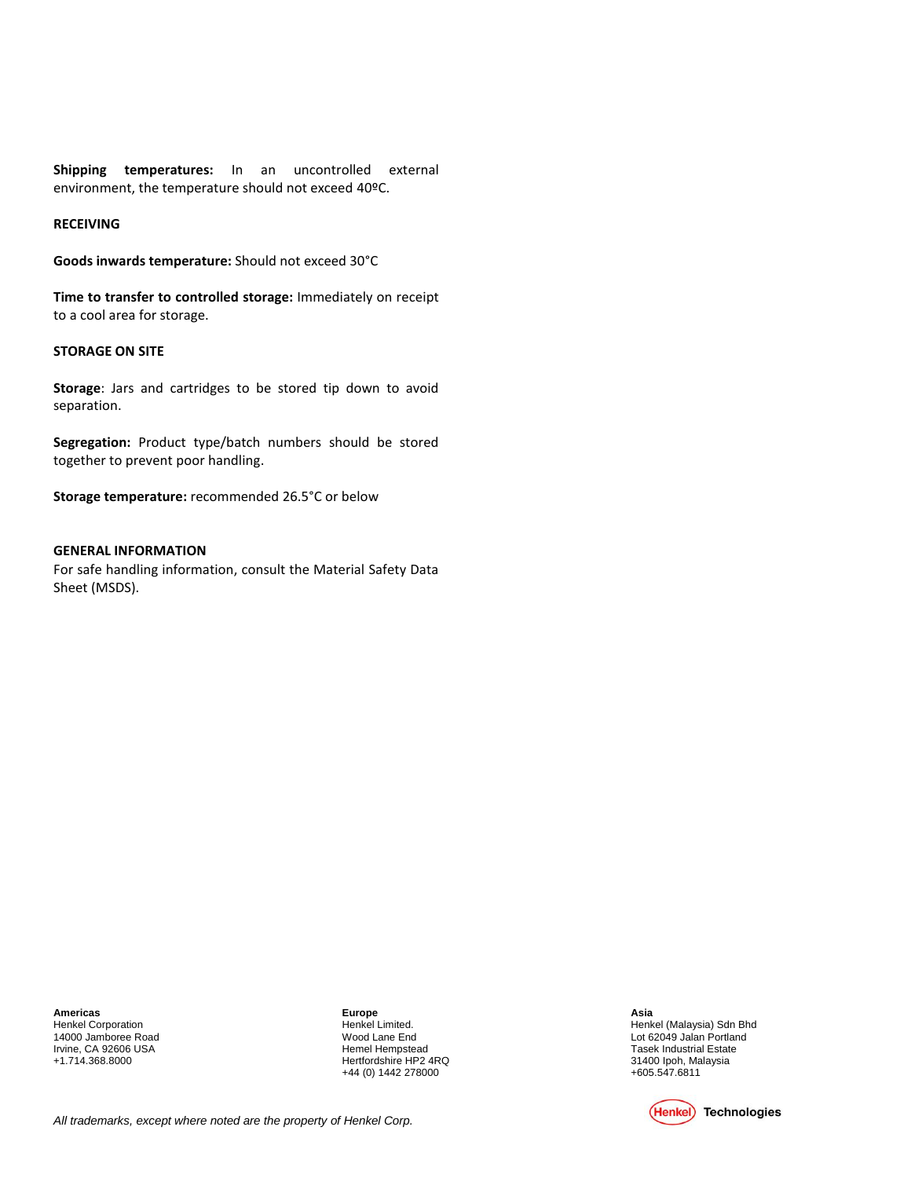**Shipping temperatures:** In an uncontrolled external environment, the temperature should not exceed 40ºC.

**RECEIVING**

**Goods inwards temperature:** Should not exceed 30°C

**Time to transfer to controlled storage:** Immediately on receipt to a cool area for storage.

**STORAGE ON SITE**

**Storage**: Jars and cartridges to be stored tip down to avoid separation.

**Segregation:** Product type/batch numbers should be stored together to prevent poor handling.

**Storage temperature:** recommended 26.5°C or below

**GENERAL INFORMATION**

For safe handling information, consult the Material Safety Data Sheet (MSDS).

**Americas**
Henkel Corporation
14000 Jamboree Road
Irvine, CA 92606 USA
+1.714.368.8000

**Europe**
Henkel Limited.
Wood Lane End
Hemel Hempstead
Hertfordshire HP2 4RQ
+44 (0) 1442 278000

**Asia**
Henkel (Malaysia) Sdn Bhd
Lot 62049 Jalan Portland
Tasek Industrial Estate
31400 Ipoh, Malaysia
+605.547.6811

*All trademarks, except where noted are the property of Henkel Corp.*

Henkel Technologies